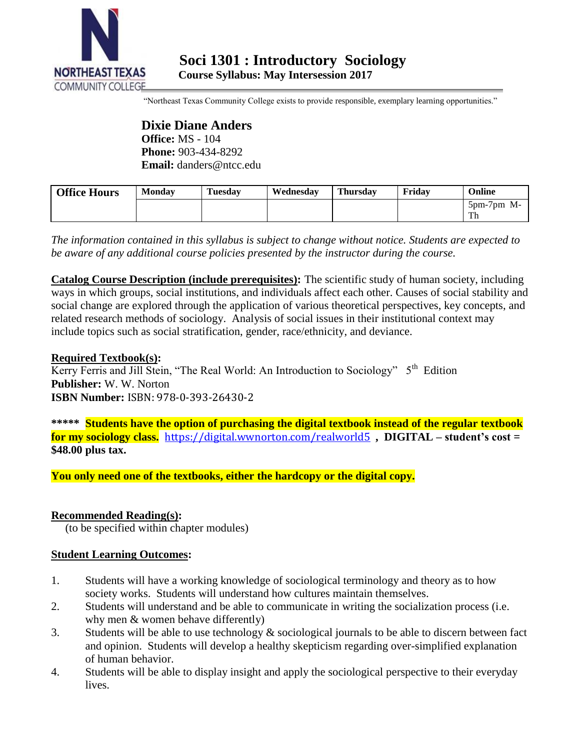# Soci 1301 : Introductory Sociology

**Course Syllabus: May Intersession 2017**

"Northeast Texas Community College exists to provide responsible, exemplary learning opportunities."

## Dixie Diane Anders

**Office:** MS - 104
**Phone:** 903-434-8292
**Email:** danders@ntcc.edu

| Office Hours | Monday | Tuesday | Wednesday | Thursday | Friday | Online |
|---|---|---|---|---|---|---|
| | | | | | | 5pm-7pm M-Th |

*The information contained in this syllabus is subject to change without notice. Students are expected to be aware of any additional course policies presented by the instructor during the course.*

**Catalog Course Description (include prerequisites):** The scientific study of human society, including ways in which groups, social institutions, and individuals affect each other. Causes of social stability and social change are explored through the application of various theoretical perspectives, key concepts, and related research methods of sociology. Analysis of social issues in their institutional context may include topics such as social stratification, gender, race/ethnicity, and deviance.

**Required Textbook(s):**
Kerry Ferris and Jill Stein, "The Real World: An Introduction to Sociology" 5th Edition
**Publisher:** W. W. Norton
**ISBN Number:** ISBN: 978-0-393-26430-2

**\*\*\*\*\* Students have the option of purchasing the digital textbook instead of the regular textbook for my sociology class.** https://digital.wwnorton.com/realworld5 **, DIGITAL – student's cost = $48.00 plus tax.**

**You only need one of the textbooks, either the hardcopy or the digital copy.**

**Recommended Reading(s):**
(to be specified within chapter modules)

**Student Learning Outcomes:**

1. Students will have a working knowledge of sociological terminology and theory as to how society works. Students will understand how cultures maintain themselves.
2. Students will understand and be able to communicate in writing the socialization process (i.e. why men & women behave differently)
3. Students will be able to use technology & sociological journals to be able to discern between fact and opinion. Students will develop a healthy skepticism regarding over-simplified explanation of human behavior.
4. Students will be able to display insight and apply the sociological perspective to their everyday lives.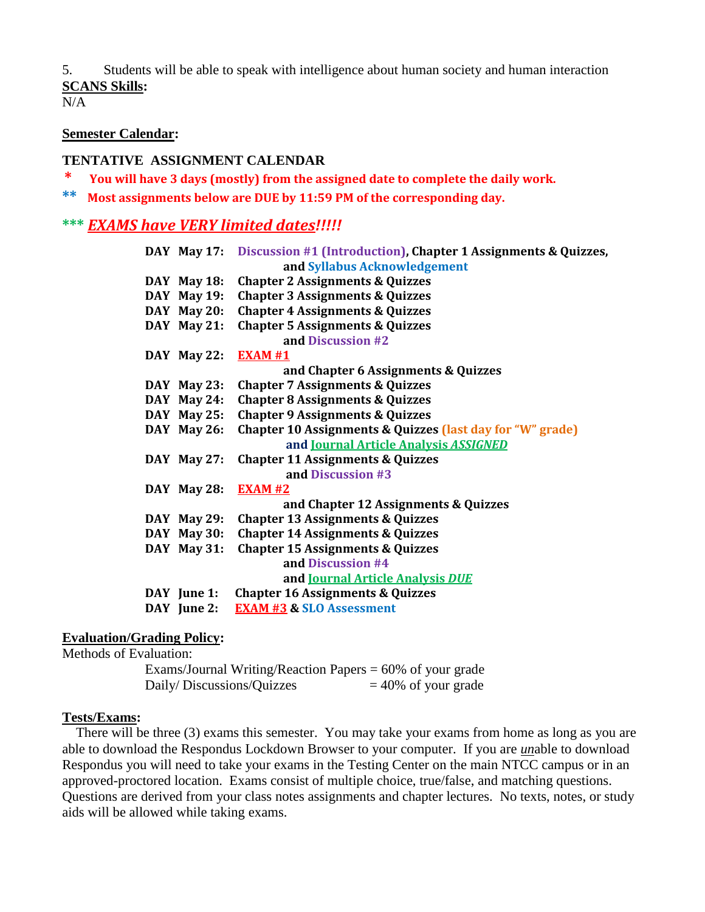5. Students will be able to speak with intelligence about human society and human interaction

**SCANS Skills:**

N/A

**Semester Calendar:**

**TENTATIVE ASSIGNMENT CALENDAR**

* **You will have 3 days (mostly) from the assigned date to complete the daily work.**

** **Most assignments below are DUE by 11:59 PM of the corresponding day.**

*** ***EXAMS have VERY limited dates!!!!!***

| DAY | Date | Assignments |
|---|---|---|
| **DAY** | **May 17:** | **Discussion #1 (Introduction), Chapter 1 Assignments & Quizzes, and Syllabus Acknowledgement** |
| **DAY** | **May 18:** | **Chapter 2 Assignments & Quizzes** |
| **DAY** | **May 19:** | **Chapter 3 Assignments & Quizzes** |
| **DAY** | **May 20:** | **Chapter 4 Assignments & Quizzes** |
| **DAY** | **May 21:** | **Chapter 5 Assignments & Quizzes and Discussion #2** |
| **DAY** | **May 22:** | **EXAM #1 and Chapter 6 Assignments & Quizzes** |
| **DAY** | **May 23:** | **Chapter 7 Assignments & Quizzes** |
| **DAY** | **May 24:** | **Chapter 8 Assignments & Quizzes** |
| **DAY** | **May 25:** | **Chapter 9 Assignments & Quizzes** |
| **DAY** | **May 26:** | **Chapter 10 Assignments & Quizzes (last day for "W" grade) and Journal Article Analysis *ASSIGNED*** |
| **DAY** | **May 27:** | **Chapter 11 Assignments & Quizzes and Discussion #3** |
| **DAY** | **May 28:** | **EXAM #2 and Chapter 12 Assignments & Quizzes** |
| **DAY** | **May 29:** | **Chapter 13 Assignments & Quizzes** |
| **DAY** | **May 30:** | **Chapter 14 Assignments & Quizzes** |
| **DAY** | **May 31:** | **Chapter 15 Assignments & Quizzes and Discussion #4 and Journal Article Analysis *DUE*** |
| **DAY** | **June 1:** | **Chapter 16 Assignments & Quizzes** |
| **DAY** | **June 2:** | **EXAM #3 & SLO Assessment** |

**Evaluation/Grading Policy:**

Methods of Evaluation:

Exams/Journal Writing/Reaction Papers = 60% of your grade
Daily/ Discussions/Quizzes = 40% of your grade

**Tests/Exams:**

There will be three (3) exams this semester. You may take your exams from home as long as you are able to download the Respondus Lockdown Browser to your computer. If you are *un*able to download Respondus you will need to take your exams in the Testing Center on the main NTCC campus or in an approved-proctored location. Exams consist of multiple choice, true/false, and matching questions. Questions are derived from your class notes assignments and chapter lectures. No texts, notes, or study aids will be allowed while taking exams.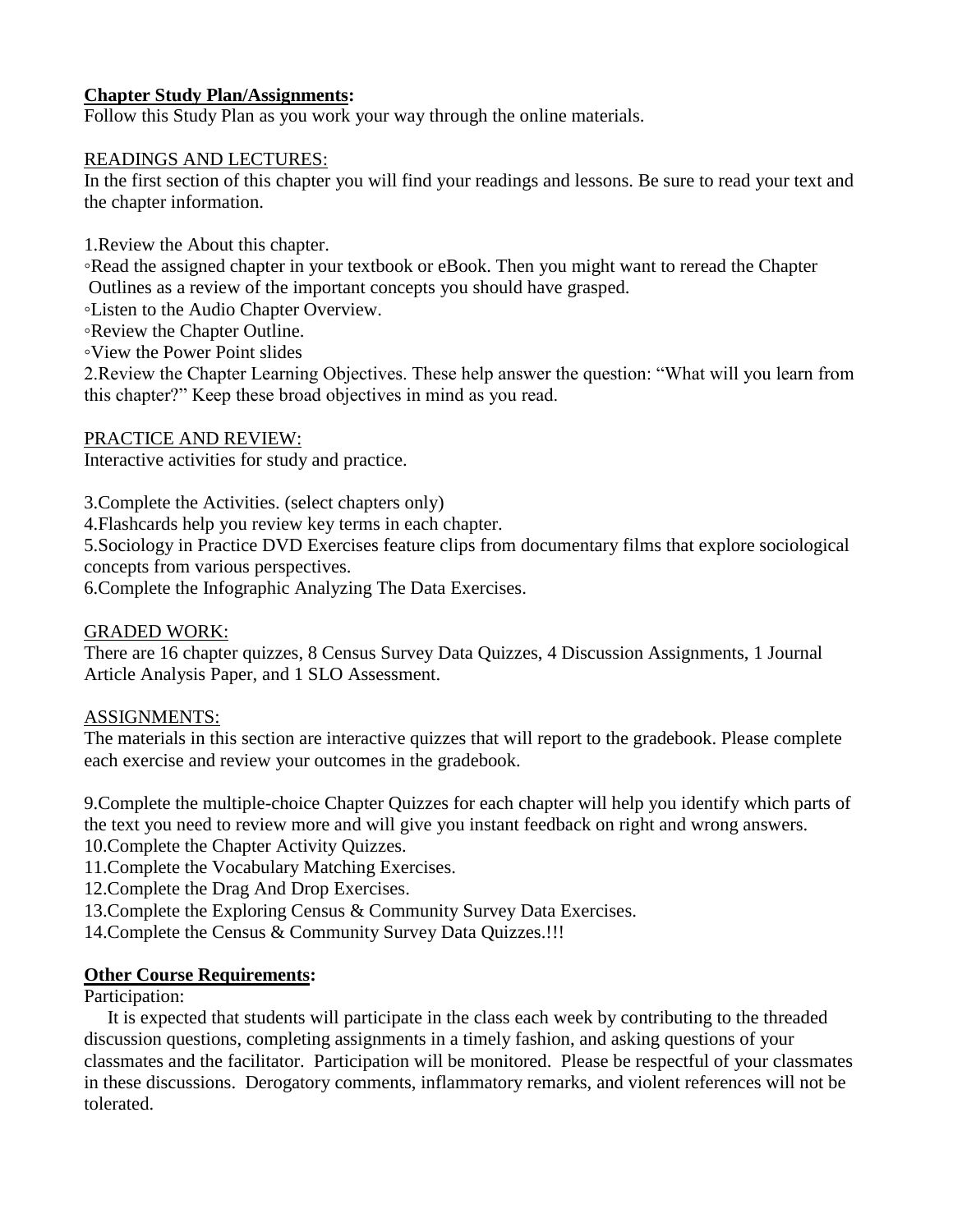**Chapter Study Plan/Assignments:**

Follow this Study Plan as you work your way through the online materials.

READINGS AND LECTURES:

In the first section of this chapter you will find your readings and lessons. Be sure to read your text and the chapter information.

1.Review the About this chapter.

◦Read the assigned chapter in your textbook or eBook. Then you might want to reread the Chapter Outlines as a review of the important concepts you should have grasped.

◦Listen to the Audio Chapter Overview.

◦Review the Chapter Outline.

◦View the Power Point slides

2.Review the Chapter Learning Objectives. These help answer the question: "What will you learn from this chapter?" Keep these broad objectives in mind as you read.

PRACTICE AND REVIEW:

Interactive activities for study and practice.

3.Complete the Activities. (select chapters only)

4.Flashcards help you review key terms in each chapter.

5.Sociology in Practice DVD Exercises feature clips from documentary films that explore sociological concepts from various perspectives.

6.Complete the Infographic Analyzing The Data Exercises.

GRADED WORK:

There are 16 chapter quizzes, 8 Census Survey Data Quizzes, 4 Discussion Assignments, 1 Journal Article Analysis Paper, and 1 SLO Assessment.

ASSIGNMENTS:

The materials in this section are interactive quizzes that will report to the gradebook. Please complete each exercise and review your outcomes in the gradebook.

9.Complete the multiple-choice Chapter Quizzes for each chapter will help you identify which parts of the text you need to review more and will give you instant feedback on right and wrong answers.

10.Complete the Chapter Activity Quizzes.

11.Complete the Vocabulary Matching Exercises.

12.Complete the Drag And Drop Exercises.

13.Complete the Exploring Census & Community Survey Data Exercises.

14.Complete the Census & Community Survey Data Quizzes.!!!

**Other Course Requirements:**

Participation:

It is expected that students will participate in the class each week by contributing to the threaded discussion questions, completing assignments in a timely fashion, and asking questions of your classmates and the facilitator. Participation will be monitored. Please be respectful of your classmates in these discussions. Derogatory comments, inflammatory remarks, and violent references will not be tolerated.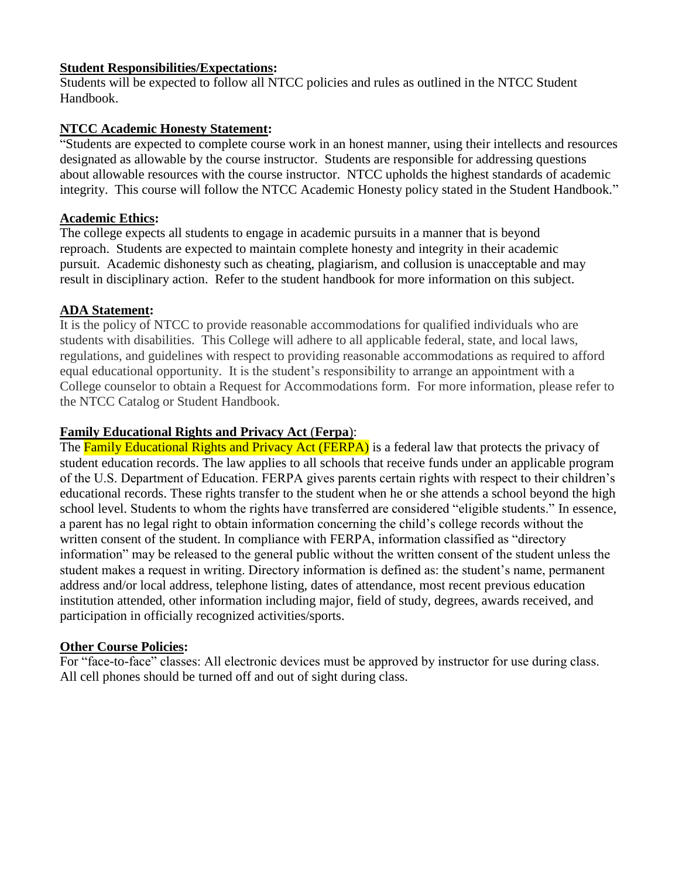**Student Responsibilities/Expectations:**
Students will be expected to follow all NTCC policies and rules as outlined in the NTCC Student Handbook.

**NTCC Academic Honesty Statement:**
"Students are expected to complete course work in an honest manner, using their intellects and resources designated as allowable by the course instructor. Students are responsible for addressing questions about allowable resources with the course instructor. NTCC upholds the highest standards of academic integrity. This course will follow the NTCC Academic Honesty policy stated in the Student Handbook."

**Academic Ethics:**
The college expects all students to engage in academic pursuits in a manner that is beyond reproach. Students are expected to maintain complete honesty and integrity in their academic pursuit. Academic dishonesty such as cheating, plagiarism, and collusion is unacceptable and may result in disciplinary action. Refer to the student handbook for more information on this subject.

**ADA Statement:**
It is the policy of NTCC to provide reasonable accommodations for qualified individuals who are students with disabilities. This College will adhere to all applicable federal, state, and local laws, regulations, and guidelines with respect to providing reasonable accommodations as required to afford equal educational opportunity. It is the student's responsibility to arrange an appointment with a College counselor to obtain a Request for Accommodations form. For more information, please refer to the NTCC Catalog or Student Handbook.

**Family Educational Rights and Privacy Act (Ferpa):**
The Family Educational Rights and Privacy Act (FERPA) is a federal law that protects the privacy of student education records. The law applies to all schools that receive funds under an applicable program of the U.S. Department of Education. FERPA gives parents certain rights with respect to their children's educational records. These rights transfer to the student when he or she attends a school beyond the high school level. Students to whom the rights have transferred are considered "eligible students." In essence, a parent has no legal right to obtain information concerning the child's college records without the written consent of the student. In compliance with FERPA, information classified as "directory information" may be released to the general public without the written consent of the student unless the student makes a request in writing. Directory information is defined as: the student's name, permanent address and/or local address, telephone listing, dates of attendance, most recent previous education institution attended, other information including major, field of study, degrees, awards received, and participation in officially recognized activities/sports.

**Other Course Policies:**
For "face-to-face" classes: All electronic devices must be approved by instructor for use during class. All cell phones should be turned off and out of sight during class.